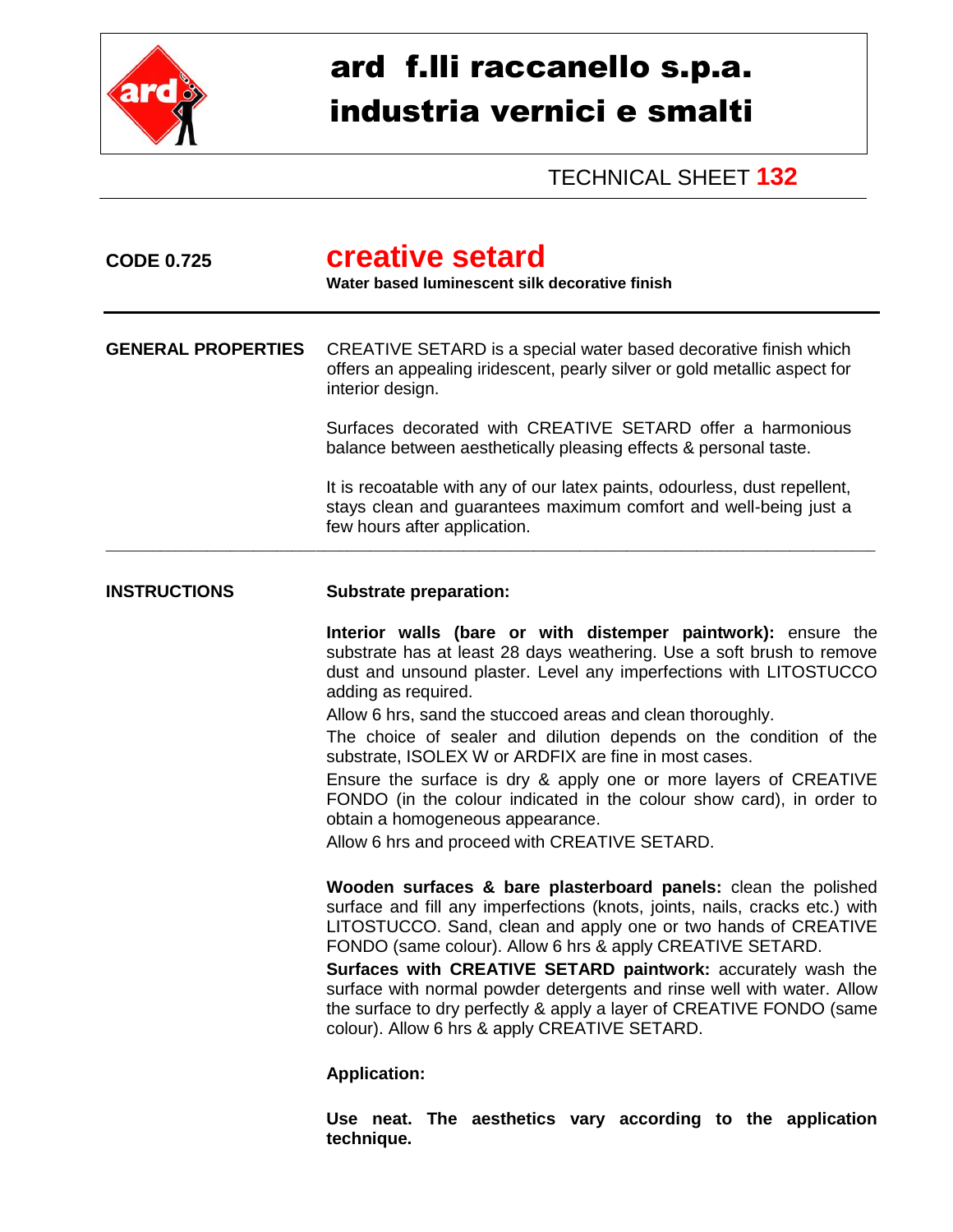# ard f.lli raccanello s.p.a.
# industria vernici e smalti

TECHNICAL SHEET **132**

**CODE 0.725**

## creative setard

**Water based luminescent silk decorative finish**

---

**GENERAL PROPERTIES**

CREATIVE SETARD is a special water based decorative finish which offers an appealing iridescent, pearly silver or gold metallic aspect for interior design.

Surfaces decorated with CREATIVE SETARD offer a harmonious balance between aesthetically pleasing effects & personal taste.

It is recoatable with any of our latex paints, odourless, dust repellent, stays clean and guarantees maximum comfort and well-being just a few hours after application.

---

**INSTRUCTIONS**

**Substrate preparation:**

**Interior walls (bare or with distemper paintwork):** ensure the substrate has at least 28 days weathering. Use a soft brush to remove dust and unsound plaster. Level any imperfections with LITOSTUCCO adding as required.
Allow 6 hrs, sand the stuccoed areas and clean thoroughly.
The choice of sealer and dilution depends on the condition of the substrate, ISOLEX W or ARDFIX are fine in most cases.
Ensure the surface is dry & apply one or more layers of CREATIVE FONDO (in the colour indicated in the colour show card), in order to obtain a homogeneous appearance.
Allow 6 hrs and proceed with CREATIVE SETARD.

**Wooden surfaces & bare plasterboard panels:** clean the polished surface and fill any imperfections (knots, joints, nails, cracks etc.) with LITOSTUCCO. Sand, clean and apply one or two hands of CREATIVE FONDO (same colour). Allow 6 hrs & apply CREATIVE SETARD.
**Surfaces with CREATIVE SETARD paintwork:** accurately wash the surface with normal powder detergents and rinse well with water. Allow the surface to dry perfectly & apply a layer of CREATIVE FONDO (same colour). Allow 6 hrs & apply CREATIVE SETARD.

**Application:**

**Use neat. The aesthetics vary according to the application technique.**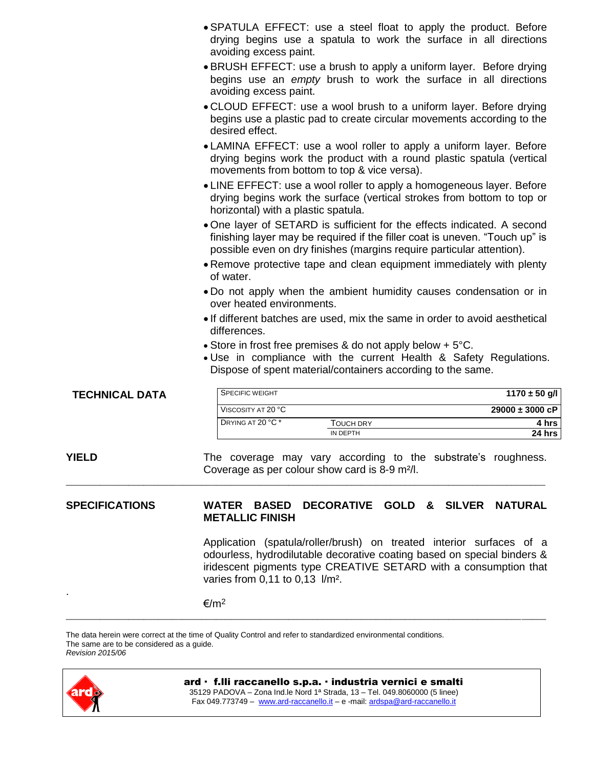- SPATULA EFFECT: use a steel float to apply the product. Before drying begins use a spatula to work the surface in all directions avoiding excess paint.
- BRUSH EFFECT: use a brush to apply a uniform layer. Before drying begins use an *empty* brush to work the surface in all directions avoiding excess paint.
- CLOUD EFFECT: use a wool brush to a uniform layer. Before drying begins use a plastic pad to create circular movements according to the desired effect.
- LAMINA EFFECT: use a wool roller to apply a uniform layer. Before drying begins work the product with a round plastic spatula (vertical movements from bottom to top & vice versa).
- LINE EFFECT: use a wool roller to apply a homogeneous layer. Before drying begins work the surface (vertical strokes from bottom to top or horizontal) with a plastic spatula.
- One layer of SETARD is sufficient for the effects indicated. A second finishing layer may be required if the filler coat is uneven. "Touch up" is possible even on dry finishes (margins require particular attention).
- Remove protective tape and clean equipment immediately with plenty of water.
- Do not apply when the ambient humidity causes condensation or in over heated environments.
- If different batches are used, mix the same in order to avoid aesthetical differences.
- Store in frost free premises & do not apply below + 5°C.
- Use in compliance with the current Health & Safety Regulations. Dispose of spent material/containers according to the same.

## TECHNICAL DATA

| | | |
|---|---|---|
| SPECIFIC WEIGHT | | **1170 ± 50 g/l** |
| VISCOSITY AT 20 °C | | **29000 ± 3000 cP** |
| DRYING AT 20 °C * | TOUCH DRY | **4 hrs** |
| | IN DEPTH | **24 hrs** |

## YIELD

The coverage may vary according to the substrate's roughness. Coverage as per colour show card is 8-9 m²/l.

## SPECIFICATIONS

**WATER BASED DECORATIVE GOLD & SILVER NATURAL METALLIC FINISH**

Application (spatula/roller/brush) on treated interior surfaces of a odourless, hydrodilutable decorative coating based on special binders & iridescent pigments type CREATIVE SETARD with a consumption that varies from 0,11 to 0,13 l/m².

€/m²

The data herein were correct at the time of Quality Control and refer to standardized environmental conditions.
The same are to be considered as a guide.
*Revision 2015/06*

**ard · f.lli raccanello s.p.a. · industria vernici e smalti**
35129 PADOVA – Zona Ind.le Nord 1ª Strada, 13 – Tel. 049.8060000 (5 linee)
Fax 049.773749 – www.ard-raccanello.it – e -mail: ardspa@ard-raccanello.it